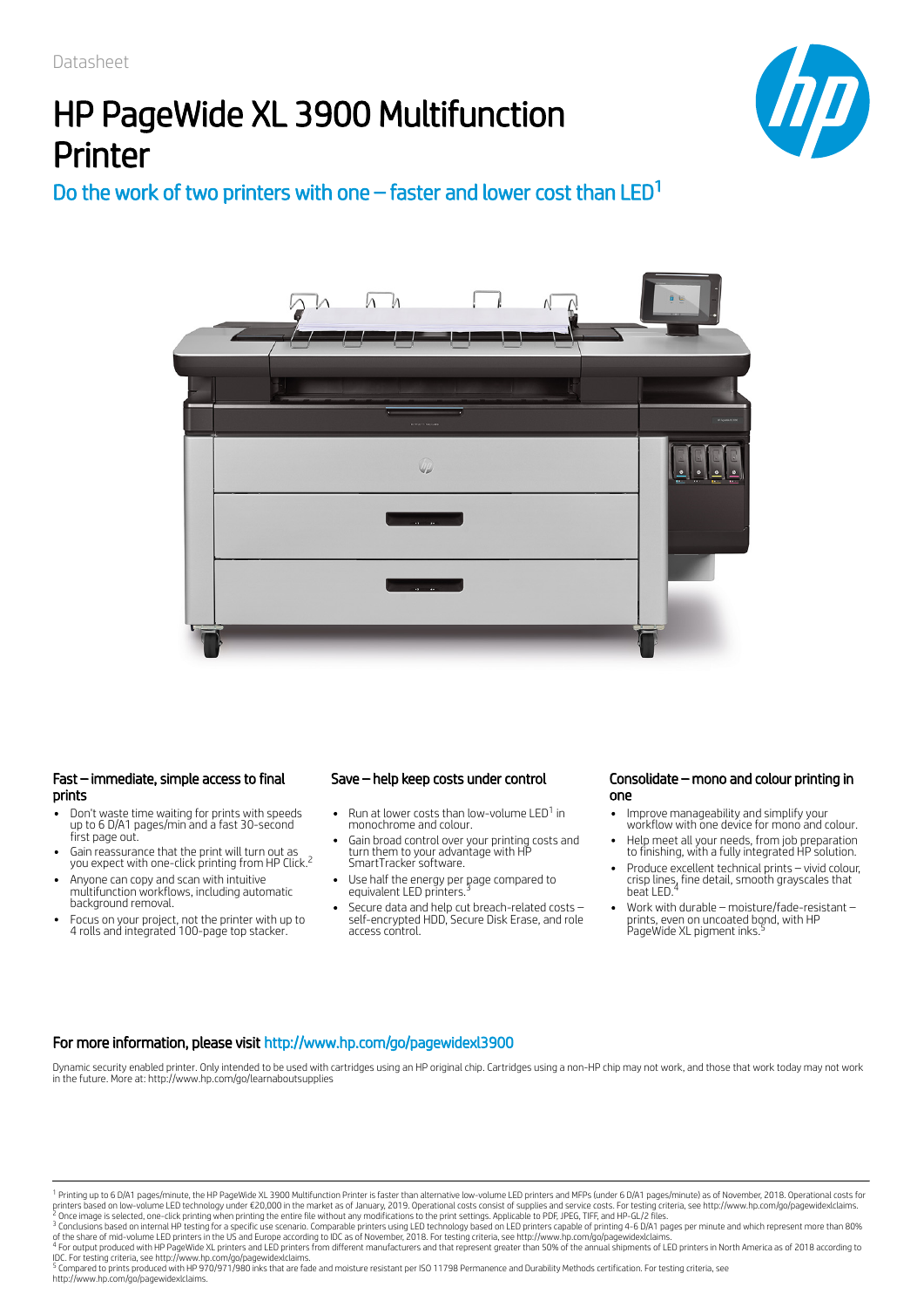Datasheet

# HP PageWide XL 3900 Multifunction Printer

## Do the work of two printers with one – faster and lower cost than LED[1]

### Fast – immediate, simple access to final prints

- Don't waste time waiting for prints with speeds up to 6 D/A1 pages/min and a fast 30-second first page out.
- Gain reassurance that the print will turn out as you expect with one-click printing from HP Click.[2]
- Anyone can copy and scan with intuitive multifunction workflows, including automatic background removal.
- Focus on your project, not the printer with up to 4 rolls and integrated 100-page top stacker.

### Save – help keep costs under control

- Run at lower costs than low-volume LED[1] in monochrome and colour.
- Gain broad control over your printing costs and turn them to your advantage with HP SmartTracker software.
- Use half the energy per page compared to equivalent LED printers.[3]
- Secure data and help cut breach-related costs – self-encrypted HDD, Secure Disk Erase, and role access control.

### Consolidate – mono and colour printing in one

- Improve manageability and simplify your workflow with one device for mono and colour.
- Help meet all your needs, from job preparation to finishing, with a fully integrated HP solution.
- Produce excellent technical prints – vivid colour, crisp lines, fine detail, smooth grayscales that beat LED.[4]
- Work with durable – moisture/fade-resistant – prints, even on uncoated bond, with HP PageWide XL pigment inks.[5]

### For more information, please visit http://www.hp.com/go/pagewidexl3900

Dynamic security enabled printer. Only intended to be used with cartridges using an HP original chip. Cartridges using a non-HP chip may not work, and those that work today may not work in the future. More at: http://www.hp.com/learnaboutsupplies

---

[1] Printing up to 6 D/A1 pages/minute, the HP PageWide XL 3900 Multifunction Printer is faster than alternative low-volume LED printers and MFPs (under 6 D/A1 pages/minute) as of November, 2018. Operational costs for printers based on low-volume LED technology under €20,000 in the market as of January, 2019. Operational costs consist of supplies and service costs. For testing criteria, see http://www.hp.com/go/pagewidexlclaims.

[2] Once image is selected, one-click printing when printing the entire file without any modifications to the print settings. Applicable to PDF, JPEG, TIFF, and HP-GL/2 files.

[3] Conclusions based on internal HP testing for a specific use scenario. Comparable printers using LED technology based on LED printers capable of printing 4-6 D/A1 pages per minute and which represent more than 80% of the share of mid-volume LED printers in the US and Europe according to IDC as of November, 2018. For testing criteria, see http://www.hp.com/go/pagewidexlclaims.

[4] For output produced with HP PageWide XL printers and LED printers from different manufacturers and that represent greater than 50% of the annual shipments of LED printers in North America as of 2018 according to IDC. For testing criteria, see http://www.hp.com/go/pagewidexlclaims.

[5] Compared to prints produced with HP 970/971/980 inks that are fade and moisture resistant per ISO 11798 Permanence and Durability Methods certification. For testing criteria, see http://www.hp.com/go/pagewidexlclaims.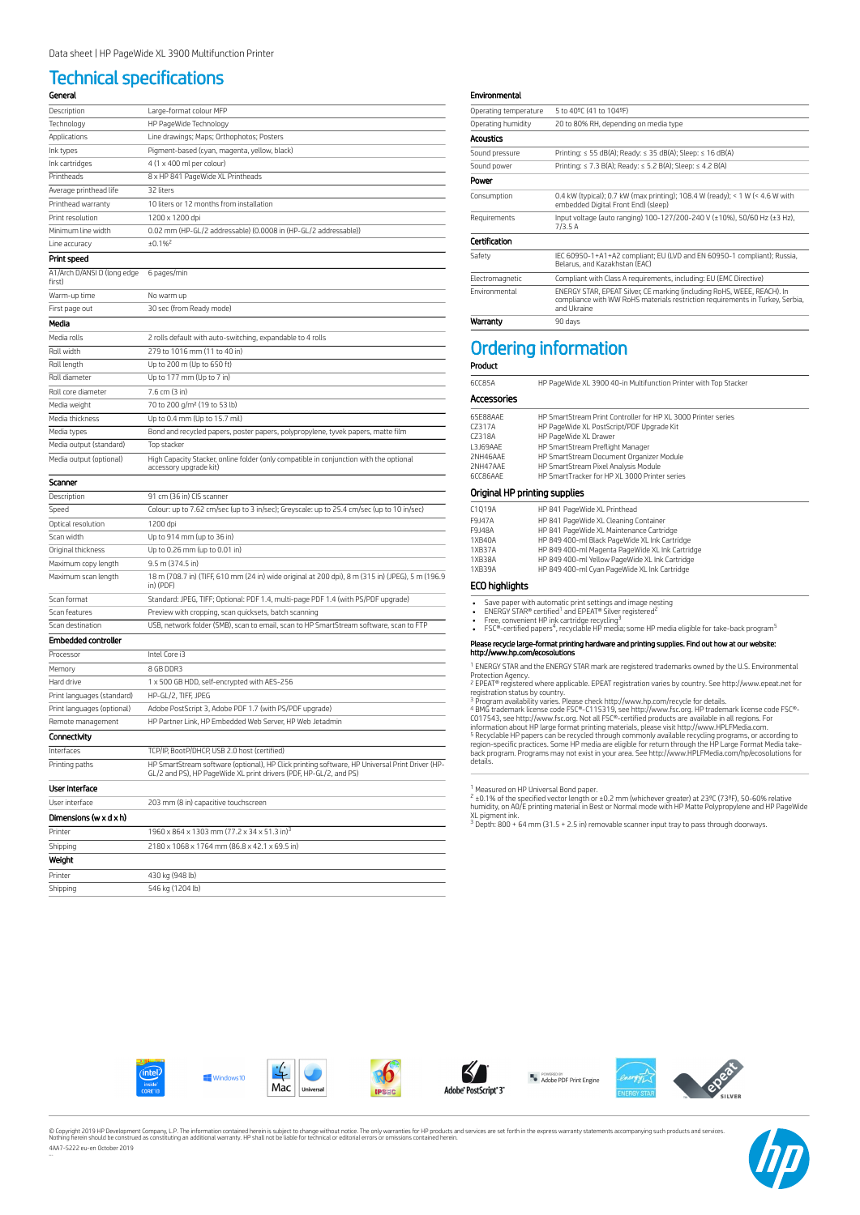# Technical specifications

### General

| | |
|---|---|
| Description | Large-format colour MFP |
| Technology | HP PageWide Technology |
| Applications | Line drawings; Maps; Orthophotos; Posters |
| Ink types | Pigment-based (cyan, magenta, yellow, black) |
| Ink cartridges | 4 (1 x 400 ml per colour) |
| Printheads | 8 x HP 841 PageWide XL Printheads |
| Average printhead life | 32 liters |
| Printhead warranty | 10 liters or 12 months from installation |
| Print resolution | 1200 x 1200 dpi |
| Minimum line width | 0.02 mm (HP-GL/2 addressable) (0.0008 in (HP-GL/2 addressable)) |
| Line accuracy | ±0.1%[2] |

### Print speed

| | |
|---|---|
| A1/Arch D/ANSI D (long edge first) | 6 pages/min |
| Warm-up time | No warm up |
| First page out | 30 sec (from Ready mode) |

### Media

| | |
|---|---|
| Media rolls | 2 rolls default with auto-switching, expandable to 4 rolls |
| Roll width | 279 to 1016 mm (11 to 40 in) |
| Roll length | Up to 200 m (Up to 650 ft) |
| Roll diameter | Up to 177 mm (Up to 7 in) |
| Roll core diameter | 7.6 cm (3 in) |
| Media weight | 70 to 200 g/m² (19 to 53 lb) |
| Media thickness | Up to 0.4 mm (Up to 15.7 mil) |
| Media types | Bond and recycled papers, poster papers, polypropylene, tyvek papers, matte film |
| Media output (standard) | Top stacker |
| Media output (optional) | High Capacity Stacker, online folder (only compatible in conjunction with the optional accessory upgrade kit) |

### Scanner

| | |
|---|---|
| Description | 91 cm (36 in) CIS scanner |
| Speed | Colour: up to 7.62 cm/sec (up to 3 in/sec); Greyscale: up to 25.4 cm/sec (up to 10 in/sec) |
| Optical resolution | 1200 dpi |
| Scan width | Up to 914 mm (up to 36 in) |
| Original thickness | Up to 0.26 mm (up to 0.01 in) |
| Maximum copy length | 9.5 m (374.5 in) |
| Maximum scan length | 18 m (708.7 in) (TIFF, 610 mm (24 in) wide original at 200 dpi), 8 m (315 in) (JPEG), 5 m (196.9 in) (PDF) |
| Scan format | Standard: JPEG, TIFF; Optional: PDF 1.4, multi-page PDF 1.4 (with PS/PDF upgrade) |
| Scan features | Preview with cropping, scan quicksets, batch scanning |
| Scan destination | USB, network folder (SMB), scan to email, scan to HP SmartStream software, scan to FTP |

### Embedded controller

| | |
|---|---|
| Processor | Intel Core i3 |
| Memory | 8 GB DDR3 |
| Hard drive | 1 x 500 GB HDD, self-encrypted with AES-256 |
| Print languages (standard) | HP-GL/2, TIFF, JPEG |
| Print languages (optional) | Adobe PostScript 3, Adobe PDF 1.7 (with PS/PDF upgrade) |
| Remote management | HP Partner Link, HP Embedded Web Server, HP Web Jetadmin |

### Connectivity

| | |
|---|---|
| Interfaces | TCP/IP, BootP/DHCP, USB 2.0 host (certified) |
| Printing paths | HP SmartStream software (optional), HP Click printing software, HP Universal Print Driver (HP-GL/2 and PS), HP PageWide XL print drivers (PDF, HP-GL/2, and PS) |

### User interface

| | |
|---|---|
| User interface | 203 mm (8 in) capacitive touchscreen |

### Dimensions (w x d x h)

| | |
|---|---|
| Printer | 1960 x 864 x 1303 mm (77.2 x 34 x 51.3 in)[3] |
| Shipping | 2180 x 1068 x 1764 mm (86.8 x 42.1 x 69.5 in) |

### Weight

| | |
|---|---|
| Printer | 430 kg (948 lb) |
| Shipping | 546 kg (1204 lb) |

### Environmental

| | |
|---|---|
| Operating temperature | 5 to 40ºC (41 to 104ºF) |
| Operating humidity | 20 to 80% RH, depending on media type |

### Acoustics

| | |
|---|---|
| Sound pressure | Printing: ≤ 55 dB(A); Ready: ≤ 35 dB(A); Sleep: ≤ 16 dB(A) |
| Sound power | Printing: ≤ 7.3 B(A); Ready: ≤ 5.2 B(A); Sleep: ≤ 4.2 B(A) |

### Power

| | |
|---|---|
| Consumption | 0.4 kW (typical); 0.7 kW (max printing); 108.4 W (ready); < 1 W (< 4.6 W with embedded Digital Front End) (sleep) |
| Requirements | Input voltage (auto ranging) 100-127/200-240 V (±10%), 50/60 Hz (±3 Hz), 7/3.5 A |

### Certification

| | |
|---|---|
| Safety | IEC 60950-1+A1+A2 compliant; EU (LVD and EN 60950-1 compliant); Russia, Belarus, and Kazakhstan (EAC) |
| Electromagnetic | Compliant with Class A requirements, including: EU (EMC Directive) |
| Environmental | ENERGY STAR, EPEAT Silver, CE marking (including RoHS, WEEE, REACH). In compliance with WW RoHS materials restriction requirements in Turkey, Serbia, and Ukraine |

### Warranty

| | |
|---|---|
| Warranty | 90 days |

# Ordering information

### Product

| | |
|---|---|
| 6CC85A | HP PageWide XL 3900 40-in Multifunction Printer with Top Stacker |

### Accessories

| | |
|---|---|
| 6SE88AAE | HP SmartStream Print Controller for HP XL 3000 Printer series |
| CZ317A | HP PageWide XL PostScript/PDF Upgrade Kit |
| CZ318A | HP PageWide XL Drawer |
| L3J69AAE | HP SmartStream Preflight Manager |
| 2NH46AAE | HP SmartStream Document Organizer Module |
| 2NH47AAE | HP SmartStream Pixel Analysis Module |
| 6CC86AAE | HP SmartTracker for HP XL 3000 Printer series |

### Original HP printing supplies

| | |
|---|---|
| C1Q19A | HP 841 PageWide XL Printhead |
| F9J47A | HP 841 PageWide XL Cleaning Container |
| F9J48A | HP 841 PageWide XL Maintenance Cartridge |
| 1XB40A | HP 849 400-ml Black PageWide XL Ink Cartridge |
| 1XB37A | HP 849 400-ml Magenta PageWide XL Ink Cartridge |
| 1XB38A | HP 849 400-ml Yellow PageWide XL Ink Cartridge |
| 1XB39A | HP 849 400-ml Cyan PageWide XL Ink Cartridge |

### ECO highlights

- Save paper with automatic print settings and image nesting
- ENERGY STAR® certified[1] and EPEAT® Silver registered[2]
- Free, convenient HP ink cartridge recycling[3]
- FSC®-certified papers[4], recyclable HP media; some HP media eligible for take-back program[5]

**Please recycle large-format printing hardware and printing supplies. Find out how at our website: http://www.hp.com/ecosolutions**

[1] ENERGY STAR and the ENERGY STAR mark are registered trademarks owned by the U.S. Environmental Protection Agency.
[2] EPEAT® registered where applicable. EPEAT registration varies by country. See http://www.epeat.net for registration status by country.
[3] Program availability varies. Please check http://www.hp.com/recycle for details.
[4] BMG trademark license code FSC®-C115319, see http://www.fsc.org. HP trademark license code FSC®-C017543, see http://www.fsc.org. Not all FSC®-certified products are available in all regions. For information about HP large format printing materials, please visit http://www.HPLFMedia.com.
[5] Recyclable HP papers can be recycled through commonly available recycling programs, or according to region-specific practices. Some HP media are eligible for return through the HP Large Format Media take-back program. Programs may not exist in your area. See http://www.HPLFMedia.com/hp/ecosolutions for details.

[1] Measured on HP Universal Bond paper.
[2] ±0.1% of the specified vector length or ±0.2 mm (whichever greater) at 23ºC (73ºF), 50-60% relative humidity, on A0/E printing material in Best or Normal mode with HP Matte Polypropylene and HP PageWide XL pigment ink.
[3] Depth: 800 + 64 mm (31.5 + 2.5 in) removable scanner input tray to pass through doorways.

© Copyright 2019 HP Development Company, L.P. The information contained herein is subject to change without notice. The only warranties for HP products and services are set forth in the express warranty statements accompanying such products and services. Nothing herein should be construed as constituting an additional warranty. HP shall not be liable for technical or editorial errors or omissions contained herein.

4AA7-5222 eu-en October 2019